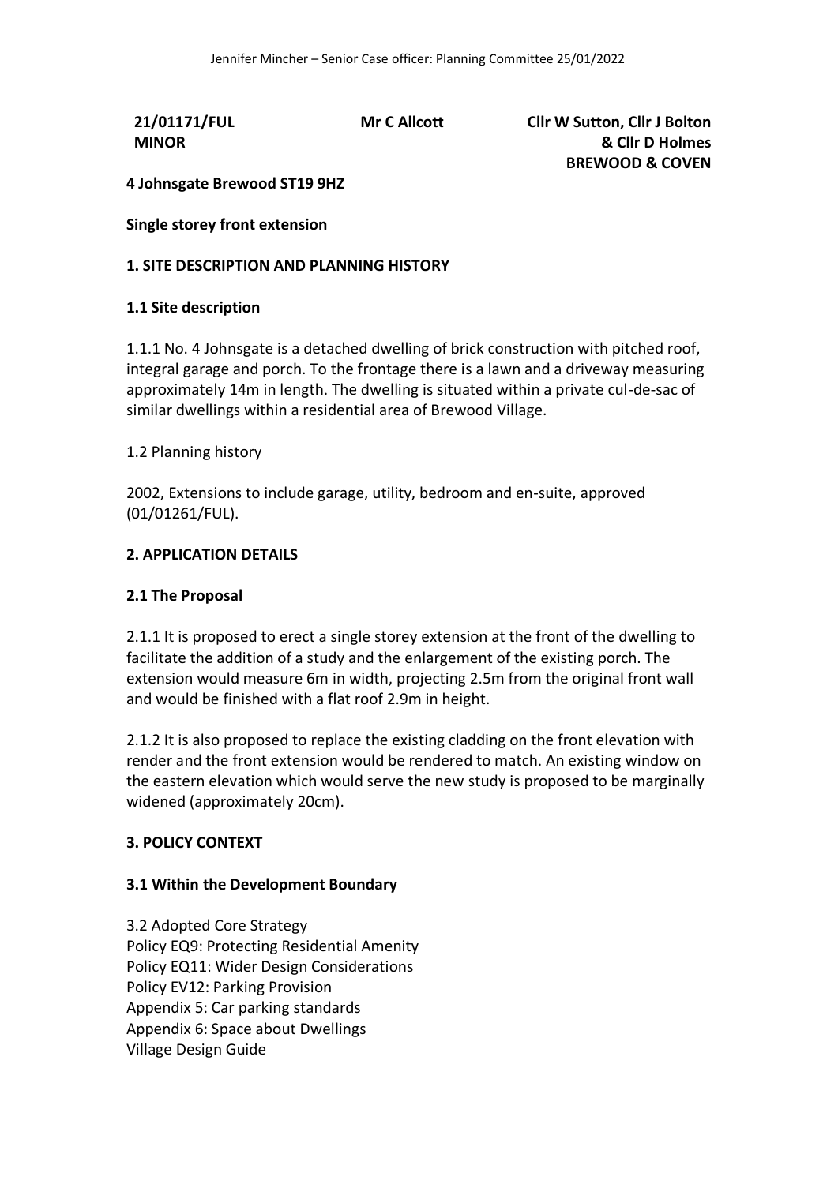**21/01171/FUL** **Mr C Allcott** **Cllr W Sutton, Cllr J Bolton**
**MINOR** **& Cllr D Holmes**
**BREWOOD & COVEN**

**4 Johnsgate Brewood ST19 9HZ**

**Single storey front extension**

**1. SITE DESCRIPTION AND PLANNING HISTORY**

**1.1 Site description**

1.1.1 No. 4 Johnsgate is a detached dwelling of brick construction with pitched roof, integral garage and porch. To the frontage there is a lawn and a driveway measuring approximately 14m in length. The dwelling is situated within a private cul-de-sac of similar dwellings within a residential area of Brewood Village.

1.2 Planning history

2002, Extensions to include garage, utility, bedroom and en-suite, approved (01/01261/FUL).

**2. APPLICATION DETAILS**

**2.1 The Proposal**

2.1.1 It is proposed to erect a single storey extension at the front of the dwelling to facilitate the addition of a study and the enlargement of the existing porch. The extension would measure 6m in width, projecting 2.5m from the original front wall and would be finished with a flat roof 2.9m in height.

2.1.2 It is also proposed to replace the existing cladding on the front elevation with render and the front extension would be rendered to match. An existing window on the eastern elevation which would serve the new study is proposed to be marginally widened (approximately 20cm).

**3. POLICY CONTEXT**

**3.1 Within the Development Boundary**

3.2 Adopted Core Strategy
Policy EQ9: Protecting Residential Amenity
Policy EQ11: Wider Design Considerations
Policy EV12: Parking Provision
Appendix 5: Car parking standards
Appendix 6: Space about Dwellings
Village Design Guide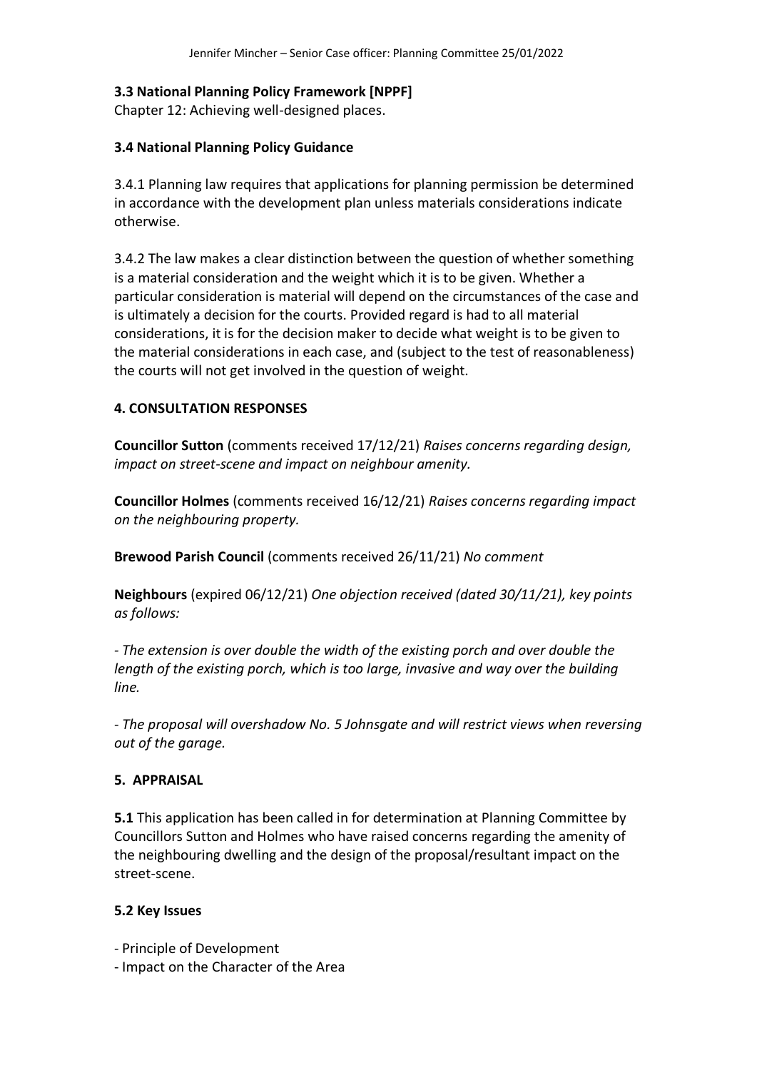### 3.3 National Planning Policy Framework [NPPF]

Chapter 12: Achieving well-designed places.

### 3.4 National Planning Policy Guidance

3.4.1 Planning law requires that applications for planning permission be determined in accordance with the development plan unless materials considerations indicate otherwise.

3.4.2 The law makes a clear distinction between the question of whether something is a material consideration and the weight which it is to be given. Whether a particular consideration is material will depend on the circumstances of the case and is ultimately a decision for the courts. Provided regard is had to all material considerations, it is for the decision maker to decide what weight is to be given to the material considerations in each case, and (subject to the test of reasonableness) the courts will not get involved in the question of weight.

## 4. CONSULTATION RESPONSES

**Councillor Sutton** (comments received 17/12/21) *Raises concerns regarding design, impact on street-scene and impact on neighbour amenity.*

**Councillor Holmes** (comments received 16/12/21) *Raises concerns regarding impact on the neighbouring property.*

**Brewood Parish Council** (comments received 26/11/21) *No comment*

**Neighbours** (expired 06/12/21) *One objection received (dated 30/11/21), key points as follows:*

- *The extension is over double the width of the existing porch and over double the length of the existing porch, which is too large, invasive and way over the building line.*

- *The proposal will overshadow No. 5 Johnsgate and will restrict views when reversing out of the garage.*

## 5. APPRAISAL

**5.1** This application has been called in for determination at Planning Committee by Councillors Sutton and Holmes who have raised concerns regarding the amenity of the neighbouring dwelling and the design of the proposal/resultant impact on the street-scene.

### 5.2 Key Issues

- Principle of Development
- Impact on the Character of the Area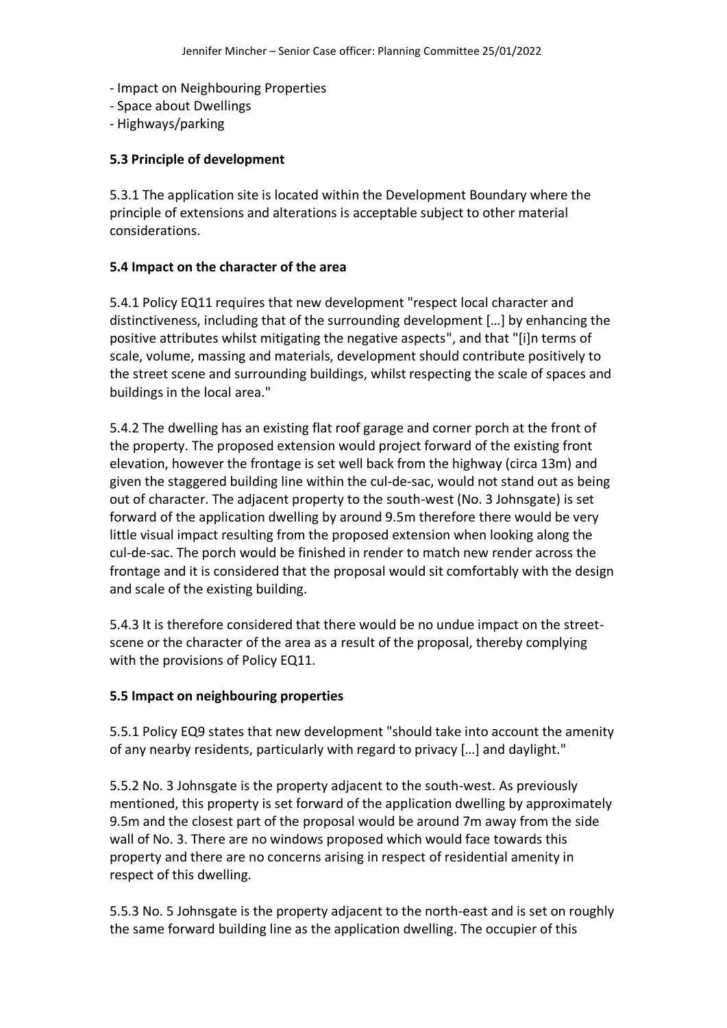- Impact on Neighbouring Properties
- Space about Dwellings
- Highways/parking

### 5.3 Principle of development

5.3.1 The application site is located within the Development Boundary where the principle of extensions and alterations is acceptable subject to other material considerations.

### 5.4 Impact on the character of the area

5.4.1 Policy EQ11 requires that new development "respect local character and distinctiveness, including that of the surrounding development […] by enhancing the positive attributes whilst mitigating the negative aspects", and that "[i]n terms of scale, volume, massing and materials, development should contribute positively to the street scene and surrounding buildings, whilst respecting the scale of spaces and buildings in the local area."

5.4.2 The dwelling has an existing flat roof garage and corner porch at the front of the property. The proposed extension would project forward of the existing front elevation, however the frontage is set well back from the highway (circa 13m) and given the staggered building line within the cul-de-sac, would not stand out as being out of character. The adjacent property to the south-west (No. 3 Johnsgate) is set forward of the application dwelling by around 9.5m therefore there would be very little visual impact resulting from the proposed extension when looking along the cul-de-sac. The porch would be finished in render to match new render across the frontage and it is considered that the proposal would sit comfortably with the design and scale of the existing building.

5.4.3 It is therefore considered that there would be no undue impact on the street-scene or the character of the area as a result of the proposal, thereby complying with the provisions of Policy EQ11.

### 5.5 Impact on neighbouring properties

5.5.1 Policy EQ9 states that new development "should take into account the amenity of any nearby residents, particularly with regard to privacy […] and daylight."

5.5.2 No. 3 Johnsgate is the property adjacent to the south-west. As previously mentioned, this property is set forward of the application dwelling by approximately 9.5m and the closest part of the proposal would be around 7m away from the side wall of No. 3. There are no windows proposed which would face towards this property and there are no concerns arising in respect of residential amenity in respect of this dwelling.

5.5.3 No. 5 Johnsgate is the property adjacent to the north-east and is set on roughly the same forward building line as the application dwelling. The occupier of this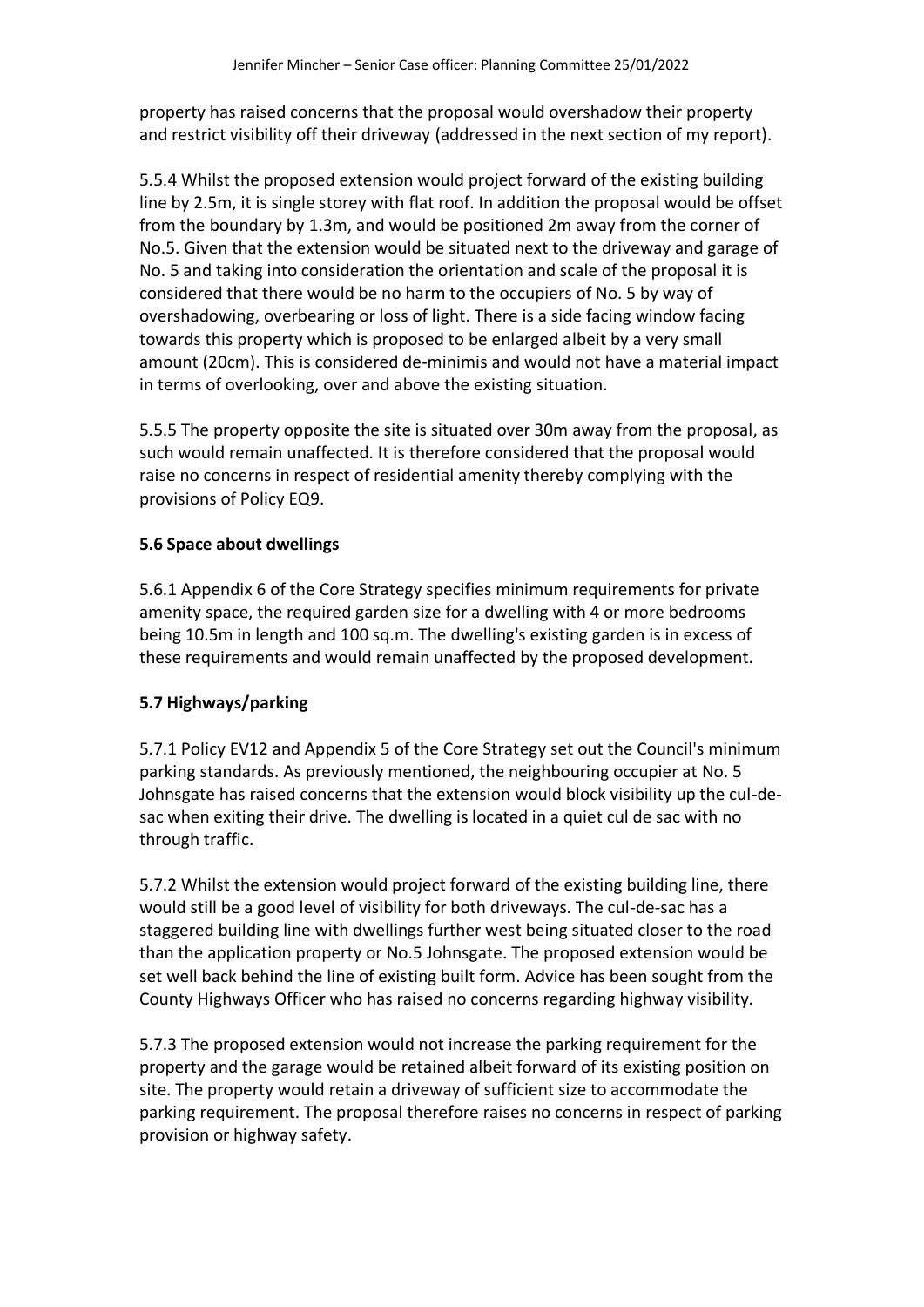property has raised concerns that the proposal would overshadow their property and restrict visibility off their driveway (addressed in the next section of my report).

5.5.4 Whilst the proposed extension would project forward of the existing building line by 2.5m, it is single storey with flat roof. In addition the proposal would be offset from the boundary by 1.3m, and would be positioned 2m away from the corner of No.5. Given that the extension would be situated next to the driveway and garage of No. 5 and taking into consideration the orientation and scale of the proposal it is considered that there would be no harm to the occupiers of No. 5 by way of overshadowing, overbearing or loss of light. There is a side facing window facing towards this property which is proposed to be enlarged albeit by a very small amount (20cm). This is considered de-minimis and would not have a material impact in terms of overlooking, over and above the existing situation.

5.5.5 The property opposite the site is situated over 30m away from the proposal, as such would remain unaffected. It is therefore considered that the proposal would raise no concerns in respect of residential amenity thereby complying with the provisions of Policy EQ9.

**5.6 Space about dwellings**

5.6.1 Appendix 6 of the Core Strategy specifies minimum requirements for private amenity space, the required garden size for a dwelling with 4 or more bedrooms being 10.5m in length and 100 sq.m. The dwelling's existing garden is in excess of these requirements and would remain unaffected by the proposed development.

**5.7 Highways/parking**

5.7.1 Policy EV12 and Appendix 5 of the Core Strategy set out the Council's minimum parking standards. As previously mentioned, the neighbouring occupier at No. 5 Johnsgate has raised concerns that the extension would block visibility up the cul-de-sac when exiting their drive. The dwelling is located in a quiet cul de sac with no through traffic.

5.7.2 Whilst the extension would project forward of the existing building line, there would still be a good level of visibility for both driveways. The cul-de-sac has a staggered building line with dwellings further west being situated closer to the road than the application property or No.5 Johnsgate. The proposed extension would be set well back behind the line of existing built form. Advice has been sought from the County Highways Officer who has raised no concerns regarding highway visibility.

5.7.3 The proposed extension would not increase the parking requirement for the property and the garage would be retained albeit forward of its existing position on site. The property would retain a driveway of sufficient size to accommodate the parking requirement. The proposal therefore raises no concerns in respect of parking provision or highway safety.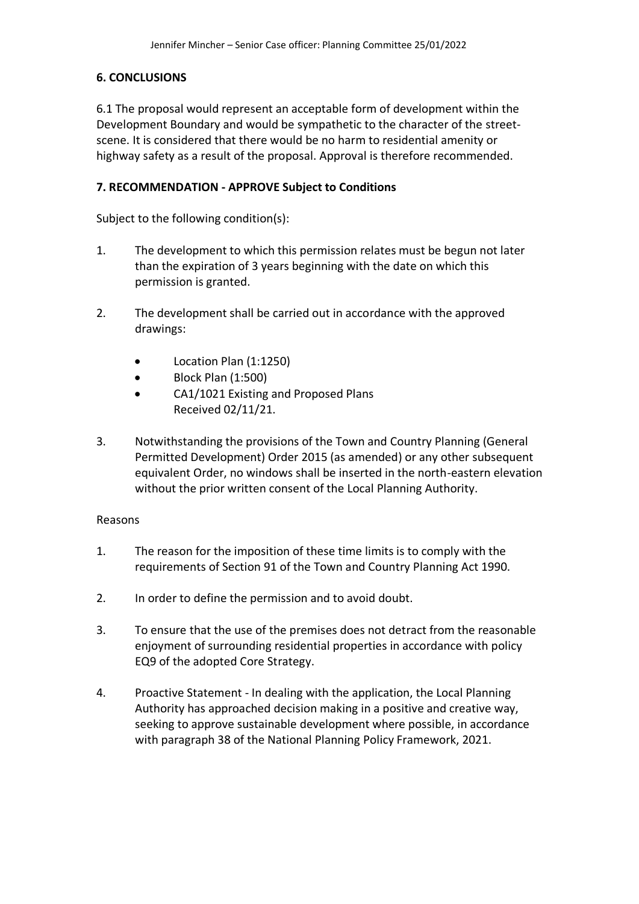## 6. CONCLUSIONS

6.1 The proposal would represent an acceptable form of development within the Development Boundary and would be sympathetic to the character of the street-scene. It is considered that there would be no harm to residential amenity or highway safety as a result of the proposal. Approval is therefore recommended.

## 7. RECOMMENDATION - APPROVE Subject to Conditions

Subject to the following condition(s):

1. The development to which this permission relates must be begun not later than the expiration of 3 years beginning with the date on which this permission is granted.

2. The development shall be carried out in accordance with the approved drawings:

   - Location Plan (1:1250)
   - Block Plan (1:500)
   - CA1/1021 Existing and Proposed Plans
     Received 02/11/21.

3. Notwithstanding the provisions of the Town and Country Planning (General Permitted Development) Order 2015 (as amended) or any other subsequent equivalent Order, no windows shall be inserted in the north-eastern elevation without the prior written consent of the Local Planning Authority.

Reasons

1. The reason for the imposition of these time limits is to comply with the requirements of Section 91 of the Town and Country Planning Act 1990.

2. In order to define the permission and to avoid doubt.

3. To ensure that the use of the premises does not detract from the reasonable enjoyment of surrounding residential properties in accordance with policy EQ9 of the adopted Core Strategy.

4. Proactive Statement - In dealing with the application, the Local Planning Authority has approached decision making in a positive and creative way, seeking to approve sustainable development where possible, in accordance with paragraph 38 of the National Planning Policy Framework, 2021.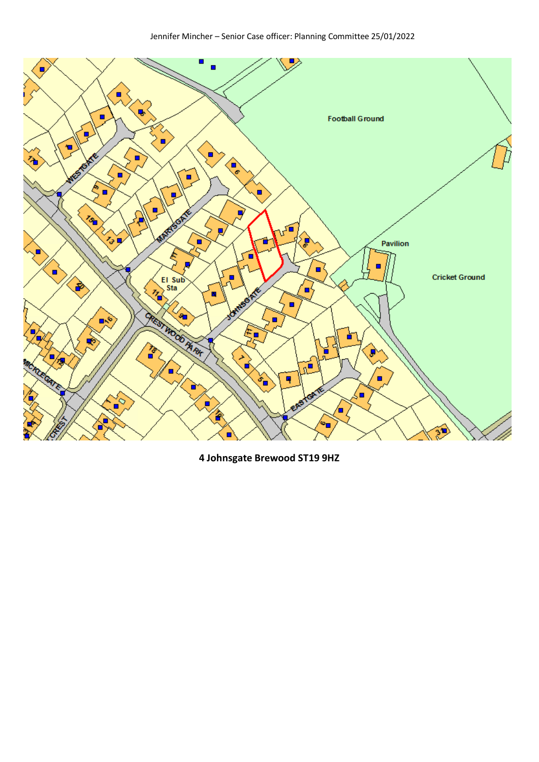Jennifer Mincher – Senior Case officer: Planning Committee 25/01/2022

Football Ground

Pavilion

Cricket Ground

WESTGATE

MARYSGATE

JOHNSGATE

CRESTWOOD PARK

EASTGATE

MICKLEGATE

El Sub Sta

**4 Johnsgate Brewood ST19 9HZ**